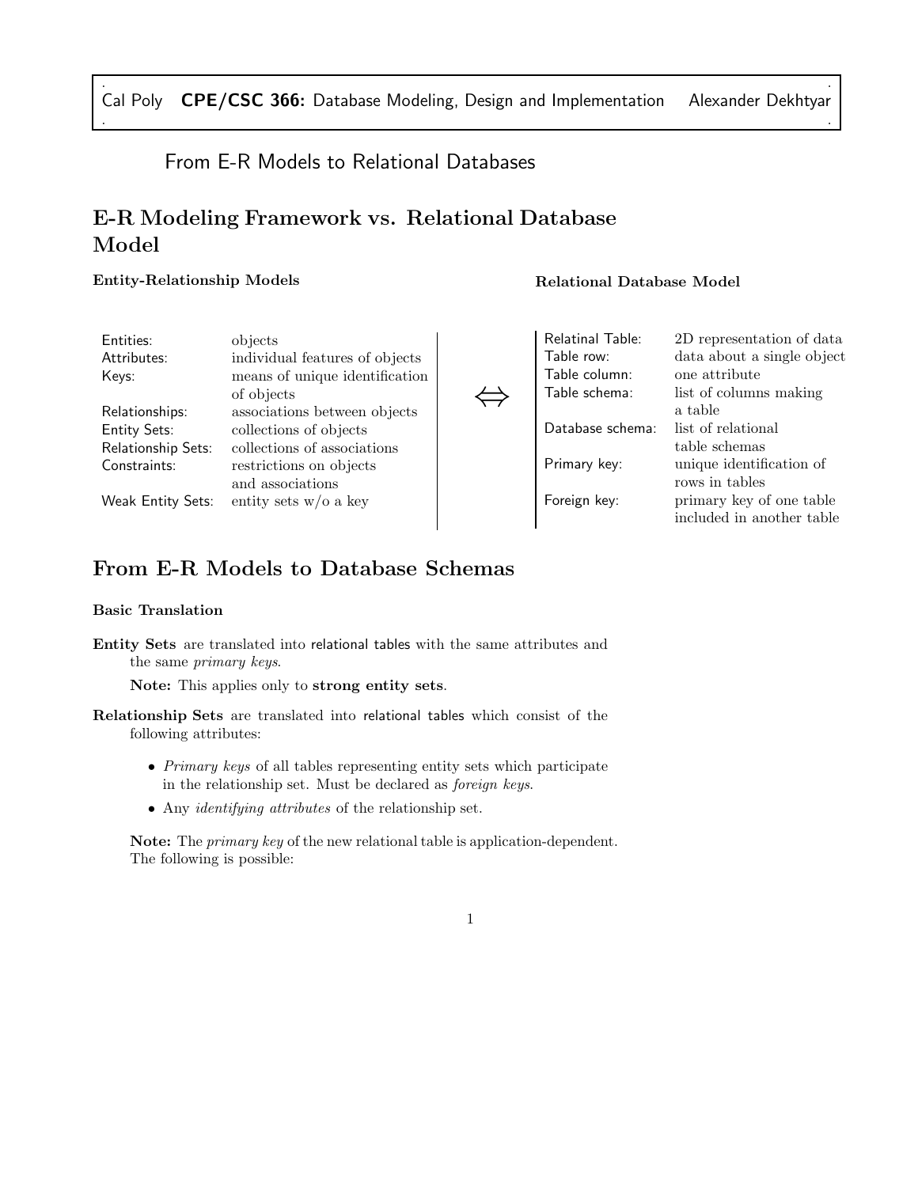From E-R Models to Relational Databases

# E-R Modeling Framework vs. Relational Database Model

**Entity-Relationship Models**

| | |
|---|---|
| Entities: | objects |
| Attributes: | individual features of objects |
| Keys: | means of unique identification of objects |
| Relationships: | associations between objects |
| Entity Sets: | collections of objects |
| Relationship Sets: | collections of associations |
| Constraints: | restrictions on objects and associations |
| Weak Entity Sets: | entity sets w/o a key |

$\Leftrightarrow$

**Relational Database Model**

| | |
|---|---|
| Relatinal Table: | 2D representation of data |
| Table row: | data about a single object |
| Table column: | one attribute |
| Table schema: | list of columns making a table |
| Database schema: | list of relational table schemas |
| Primary key: | unique identification of rows in tables |
| Foreign key: | primary key of one table included in another table |

# From E-R Models to Database Schemas

**Basic Translation**

**Entity Sets** are translated into relational tables with the same attributes and the same *primary keys*.

**Note:** This applies only to **strong entity sets**.

**Relationship Sets** are translated into relational tables which consist of the following attributes:

- *Primary keys* of all tables representing entity sets which participate in the relationship set. Must be declared as *foreign keys*.
- Any *identifying attributes* of the relationship set.

**Note:** The *primary key* of the new relational table is application-dependent. The following is possible: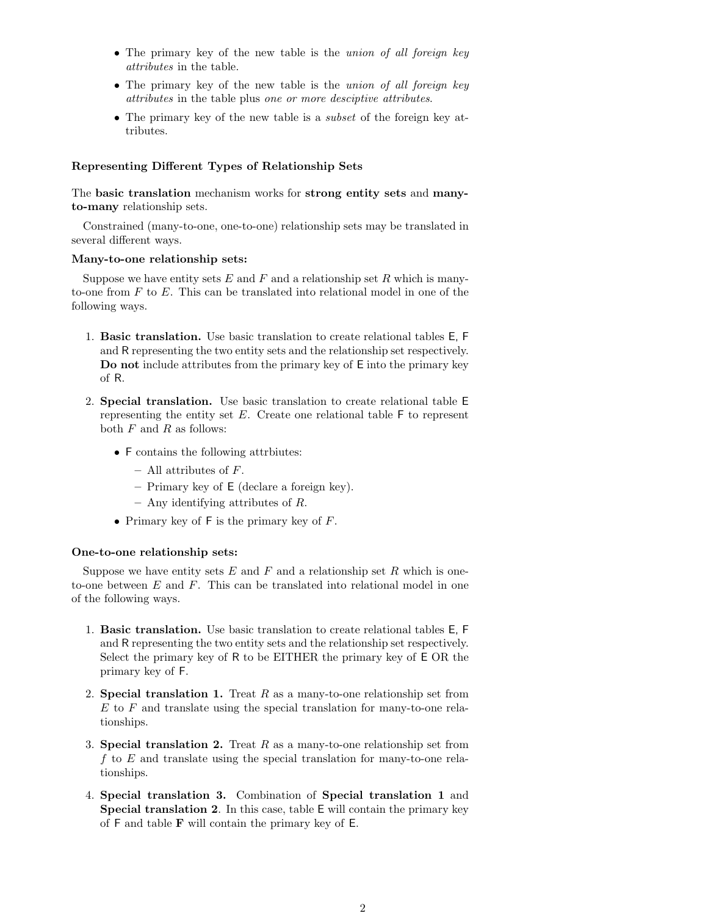- The primary key of the new table is the *union of all foreign key attributes* in the table.
- The primary key of the new table is the *union of all foreign key attributes* in the table plus *one or more desciptive attributes*.
- The primary key of the new table is a *subset* of the foreign key attributes.

### Representing Different Types of Relationship Sets

The **basic translation** mechanism works for **strong entity sets** and **many-to-many** relationship sets.

Constrained (many-to-one, one-to-one) relationship sets may be translated in several different ways.

**Many-to-one relationship sets:**

Suppose we have entity sets $E$ and $F$ and a relationship set $R$ which is many-to-one from $F$ to $E$. This can be translated into relational model in one of the following ways.

1. **Basic translation.** Use basic translation to create relational tables E, F and R representing the two entity sets and the relationship set respectively. **Do not** include attributes from the primary key of E into the primary key of R.

2. **Special translation.** Use basic translation to create relational table E representing the entity set $E$. Create one relational table F to represent both $F$ and $R$ as follows:

   - F contains the following attrbiutes:
     - All attributes of $F$.
     - Primary key of E (declare a foreign key).
     - Any identifying attributes of $R$.
   - Primary key of F is the primary key of $F$.

**One-to-one relationship sets:**

Suppose we have entity sets $E$ and $F$ and a relationship set $R$ which is one-to-one between $E$ and $F$. This can be translated into relational model in one of the following ways.

1. **Basic translation.** Use basic translation to create relational tables E, F and R representing the two entity sets and the relationship set respectively. Select the primary key of R to be EITHER the primary key of E OR the primary key of F.

2. **Special translation 1.** Treat $R$ as a many-to-one relationship set from $E$ to $F$ and translate using the special translation for many-to-one relationships.

3. **Special translation 2.** Treat $R$ as a many-to-one relationship set from $f$ to $E$ and translate using the special translation for many-to-one relationships.

4. **Special translation 3.** Combination of **Special translation 1** and **Special translation 2**. In this case, table E will contain the primary key of F and table **F** will contain the primary key of E.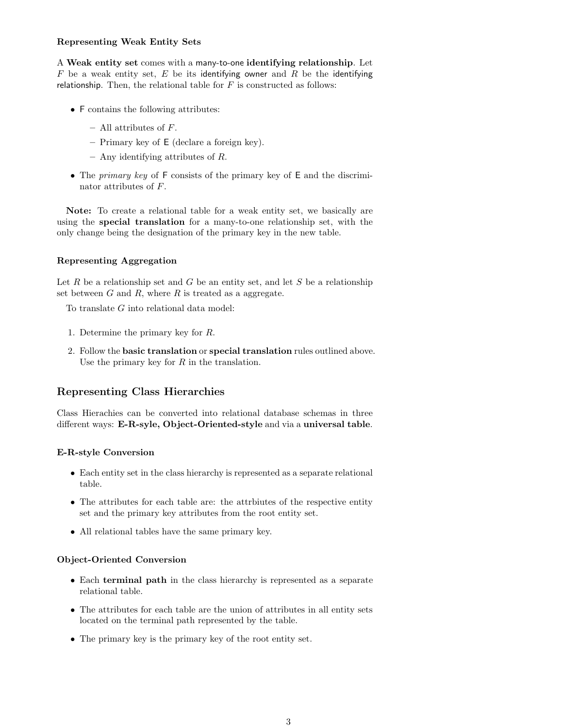### Representing Weak Entity Sets

A **Weak entity set** comes with a many-to-one **identifying relationship**. Let $F$ be a weak entity set, $E$ be its identifying owner and $R$ be the identifying relationship. Then, the relational table for $F$ is constructed as follows:

- F contains the following attributes:
  - All attributes of $F$.
  - Primary key of E (declare a foreign key).
  - Any identifying attributes of $R$.
- The *primary key* of F consists of the primary key of E and the discriminator attributes of $F$.

**Note:** To create a relational table for a weak entity set, we basically are using the **special translation** for a many-to-one relationship set, with the only change being the designation of the primary key in the new table.

### Representing Aggregation

Let $R$ be a relationship set and $G$ be an entity set, and let $S$ be a relationship set between $G$ and $R$, where $R$ is treated as a aggregate.

To translate $G$ into relational data model:

1. Determine the primary key for $R$.
2. Follow the **basic translation** or **special translation** rules outlined above. Use the primary key for $R$ in the translation.

## Representing Class Hierarchies

Class Hierachies can be converted into relational database schemas in three different ways: **E-R-syle, Object-Oriented-style** and via a **universal table**.

### E-R-style Conversion

- Each entity set in the class hierarchy is represented as a separate relational table.
- The attributes for each table are: the attrbiutes of the respective entity set and the primary key attributes from the root entity set.
- All relational tables have the same primary key.

### Object-Oriented Conversion

- Each **terminal path** in the class hierarchy is represented as a separate relational table.
- The attributes for each table are the union of attributes in all entity sets located on the terminal path represented by the table.
- The primary key is the primary key of the root entity set.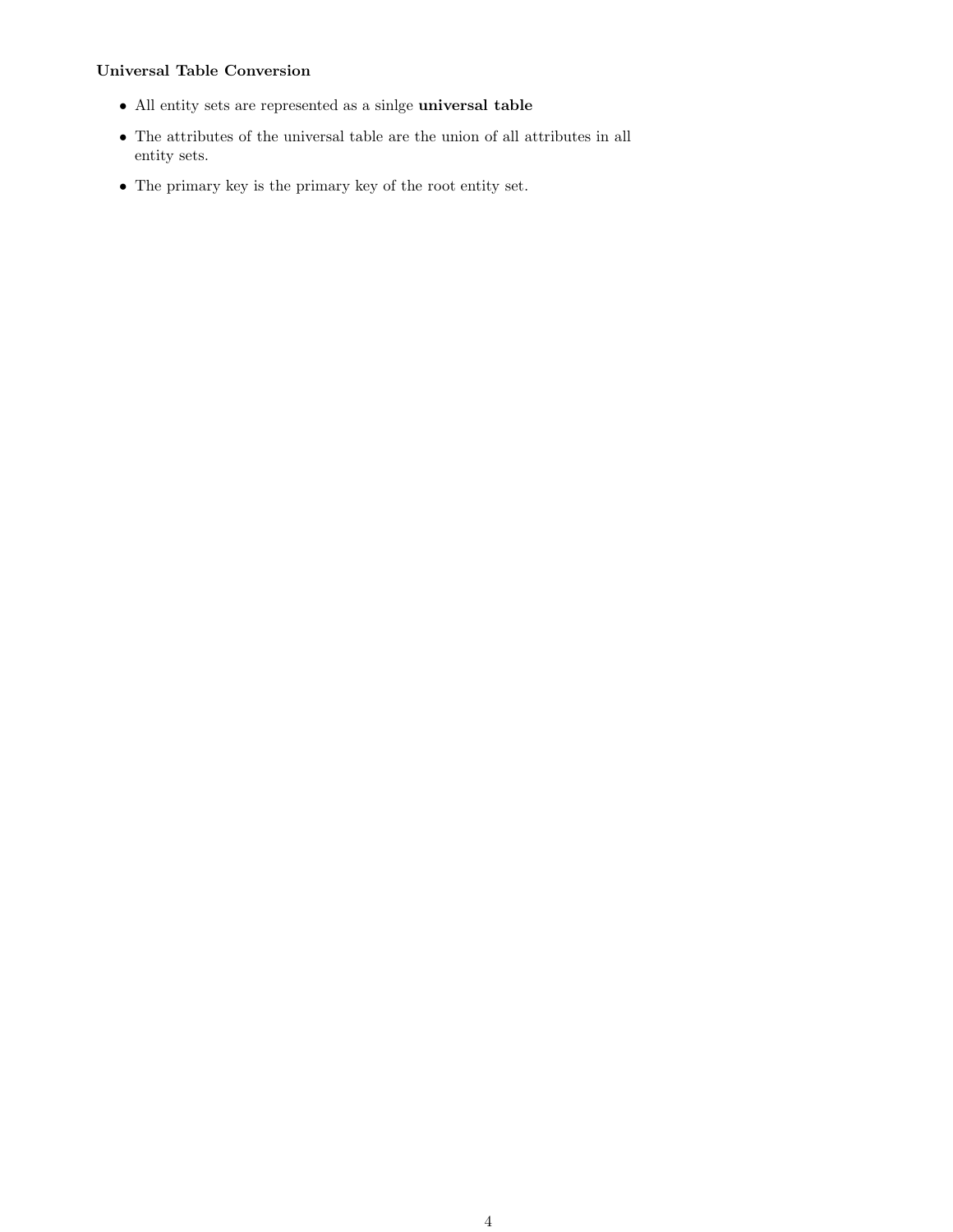**Universal Table Conversion**

- All entity sets are represented as a sinlge **universal table**
- The attributes of the universal table are the union of all attributes in all entity sets.
- The primary key is the primary key of the root entity set.